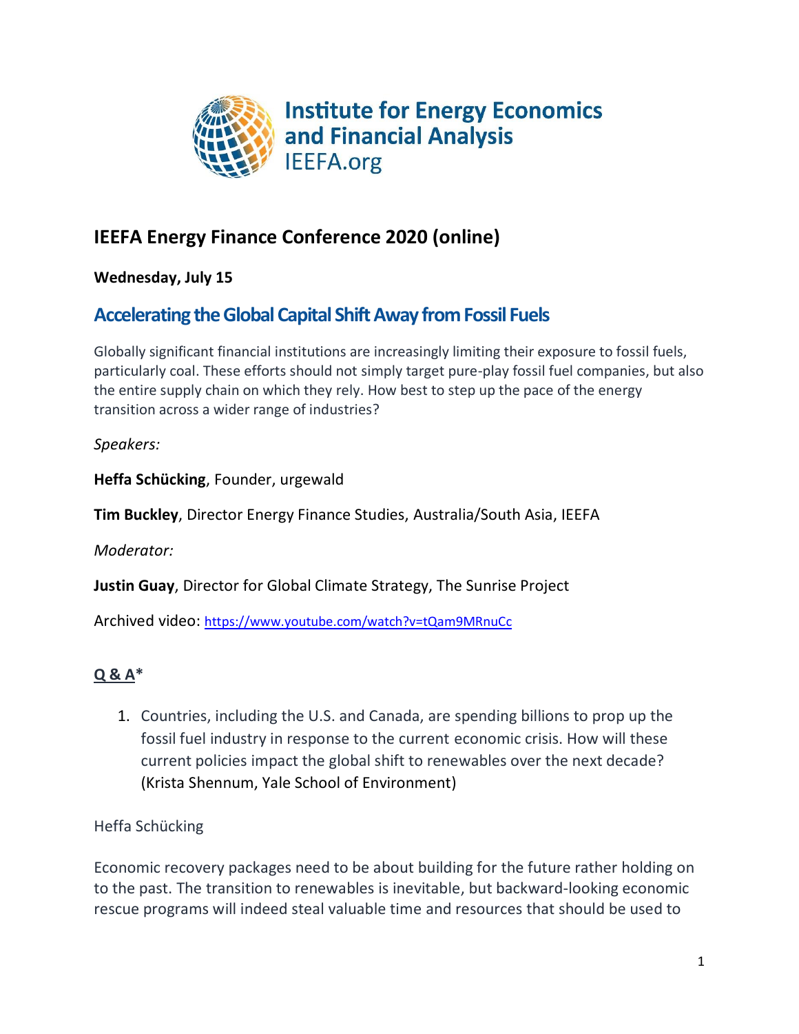Institute for Energy Economics and Financial Analysis
IEEFA.org

# IEEFA Energy Finance Conference 2020 (online)

**Wednesday, July 15**

## Accelerating the Global Capital Shift Away from Fossil Fuels

Globally significant financial institutions are increasingly limiting their exposure to fossil fuels, particularly coal. These efforts should not simply target pure-play fossil fuel companies, but also the entire supply chain on which they rely. How best to step up the pace of the energy transition across a wider range of industries?

*Speakers:*

**Heffa Schücking**, Founder, urgewald

**Tim Buckley**, Director Energy Finance Studies, Australia/South Asia, IEEFA

*Moderator:*

**Justin Guay**, Director for Global Climate Strategy, The Sunrise Project

Archived video: https://www.youtube.com/watch?v=tQam9MRnuCc

### Q & A*

1. Countries, including the U.S. and Canada, are spending billions to prop up the fossil fuel industry in response to the current economic crisis. How will these current policies impact the global shift to renewables over the next decade? (Krista Shennum, Yale School of Environment)

Heffa Schücking

Economic recovery packages need to be about building for the future rather holding on to the past. The transition to renewables is inevitable, but backward-looking economic rescue programs will indeed steal valuable time and resources that should be used to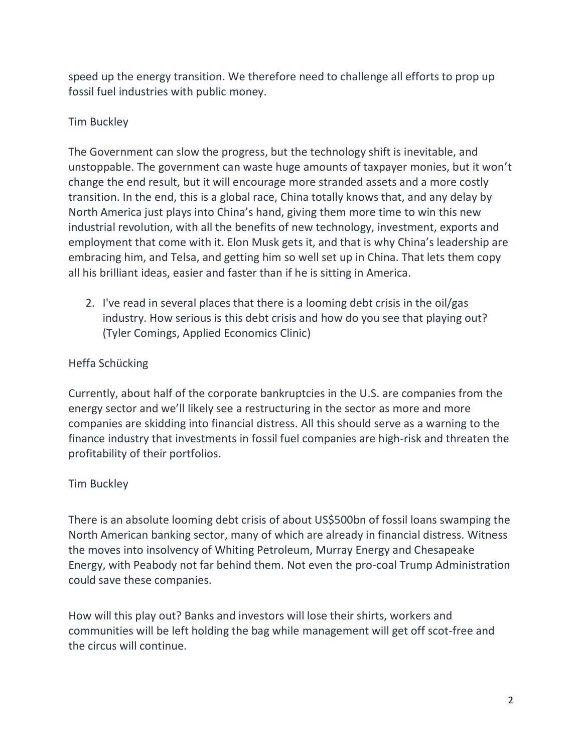speed up the energy transition. We therefore need to challenge all efforts to prop up fossil fuel industries with public money.

Tim Buckley

The Government can slow the progress, but the technology shift is inevitable, and unstoppable. The government can waste huge amounts of taxpayer monies, but it won't change the end result, but it will encourage more stranded assets and a more costly transition. In the end, this is a global race, China totally knows that, and any delay by North America just plays into China's hand, giving them more time to win this new industrial revolution, with all the benefits of new technology, investment, exports and employment that come with it. Elon Musk gets it, and that is why China's leadership are embracing him, and Telsa, and getting him so well set up in China. That lets them copy all his brilliant ideas, easier and faster than if he is sitting in America.

2. I've read in several places that there is a looming debt crisis in the oil/gas industry. How serious is this debt crisis and how do you see that playing out? (Tyler Comings, Applied Economics Clinic)

Heffa Schücking

Currently, about half of the corporate bankruptcies in the U.S. are companies from the energy sector and we'll likely see a restructuring in the sector as more and more companies are skidding into financial distress. All this should serve as a warning to the finance industry that investments in fossil fuel companies are high-risk and threaten the profitability of their portfolios.

Tim Buckley

There is an absolute looming debt crisis of about US$500bn of fossil loans swamping the North American banking sector, many of which are already in financial distress. Witness the moves into insolvency of Whiting Petroleum, Murray Energy and Chesapeake Energy, with Peabody not far behind them. Not even the pro-coal Trump Administration could save these companies.

How will this play out? Banks and investors will lose their shirts, workers and communities will be left holding the bag while management will get off scot-free and the circus will continue.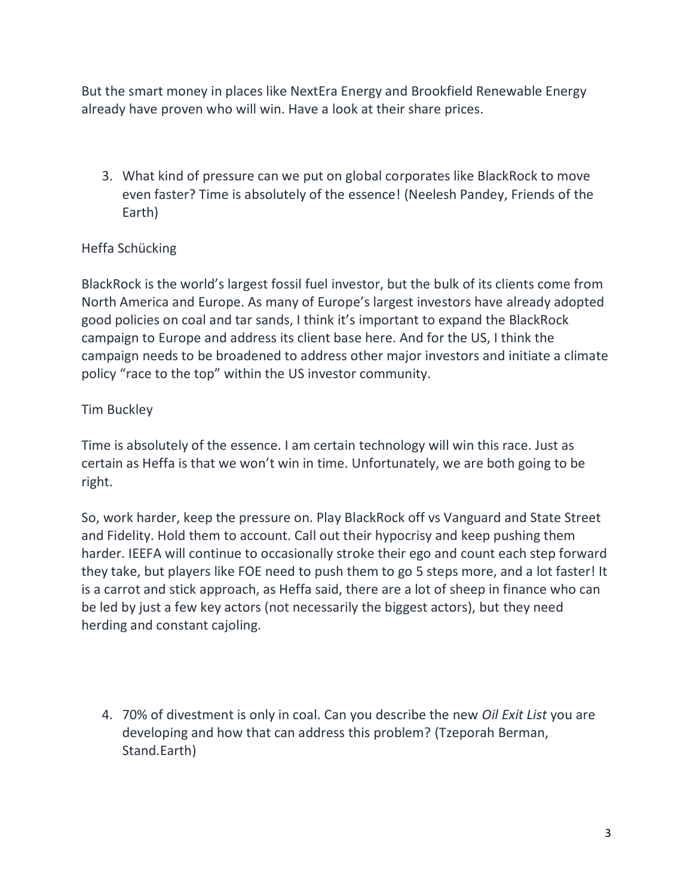But the smart money in places like NextEra Energy and Brookfield Renewable Energy already have proven who will win. Have a look at their share prices.

3. What kind of pressure can we put on global corporates like BlackRock to move even faster? Time is absolutely of the essence! (Neelesh Pandey, Friends of the Earth)

Heffa Schücking

BlackRock is the world's largest fossil fuel investor, but the bulk of its clients come from North America and Europe. As many of Europe's largest investors have already adopted good policies on coal and tar sands, I think it's important to expand the BlackRock campaign to Europe and address its client base here. And for the US, I think the campaign needs to be broadened to address other major investors and initiate a climate policy "race to the top" within the US investor community.

Tim Buckley

Time is absolutely of the essence. I am certain technology will win this race. Just as certain as Heffa is that we won't win in time. Unfortunately, we are both going to be right.

So, work harder, keep the pressure on. Play BlackRock off vs Vanguard and State Street and Fidelity. Hold them to account. Call out their hypocrisy and keep pushing them harder. IEEFA will continue to occasionally stroke their ego and count each step forward they take, but players like FOE need to push them to go 5 steps more, and a lot faster! It is a carrot and stick approach, as Heffa said, there are a lot of sheep in finance who can be led by just a few key actors (not necessarily the biggest actors), but they need herding and constant cajoling.

4. 70% of divestment is only in coal. Can you describe the new *Oil Exit List* you are developing and how that can address this problem? (Tzeporah Berman, Stand.Earth)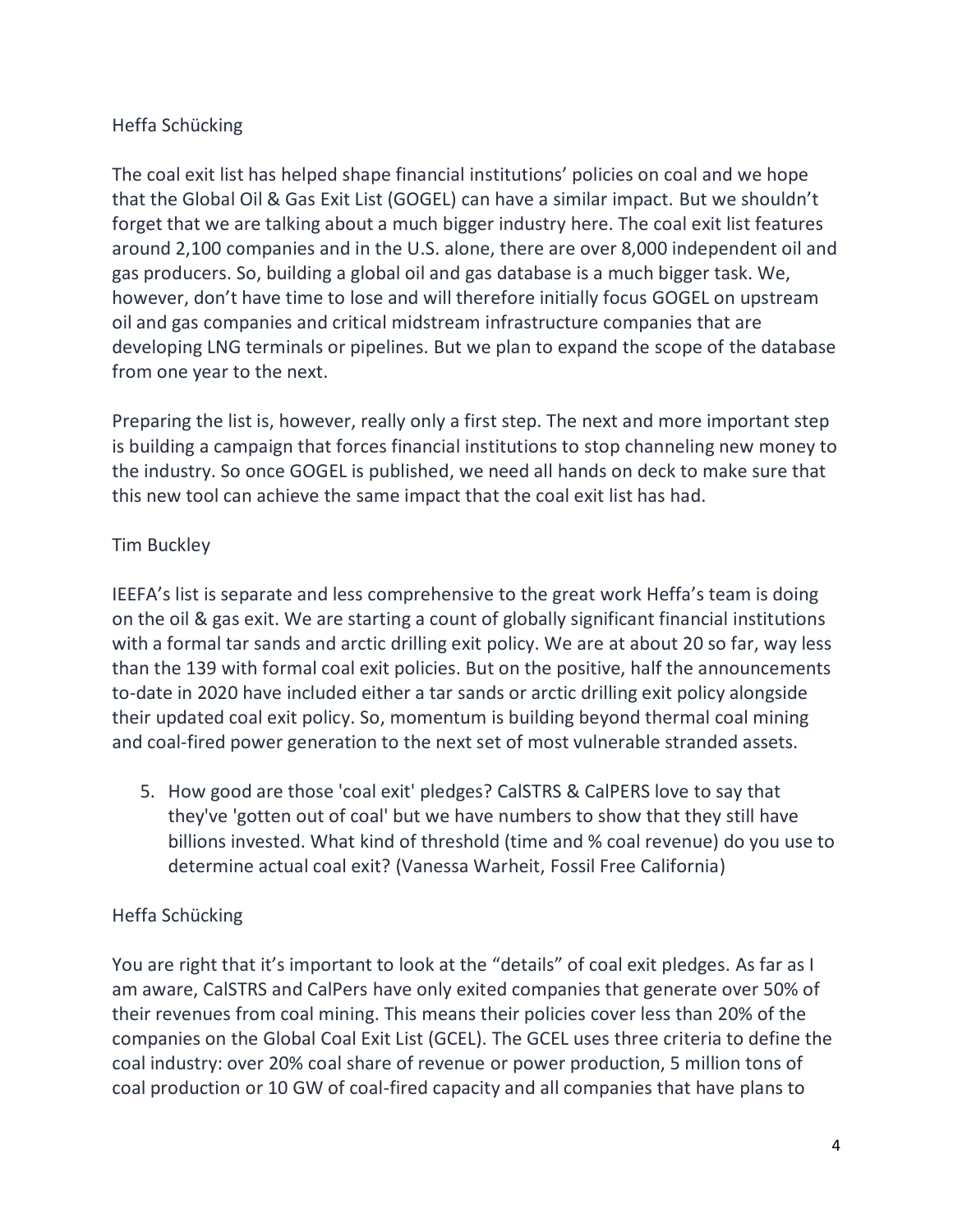Heffa Schücking

The coal exit list has helped shape financial institutions' policies on coal and we hope that the Global Oil & Gas Exit List (GOGEL) can have a similar impact. But we shouldn't forget that we are talking about a much bigger industry here. The coal exit list features around 2,100 companies and in the U.S. alone, there are over 8,000 independent oil and gas producers. So, building a global oil and gas database is a much bigger task. We, however, don't have time to lose and will therefore initially focus GOGEL on upstream oil and gas companies and critical midstream infrastructure companies that are developing LNG terminals or pipelines. But we plan to expand the scope of the database from one year to the next.

Preparing the list is, however, really only a first step. The next and more important step is building a campaign that forces financial institutions to stop channeling new money to the industry. So once GOGEL is published, we need all hands on deck to make sure that this new tool can achieve the same impact that the coal exit list has had.

Tim Buckley

IEEFA's list is separate and less comprehensive to the great work Heffa's team is doing on the oil & gas exit. We are starting a count of globally significant financial institutions with a formal tar sands and arctic drilling exit policy. We are at about 20 so far, way less than the 139 with formal coal exit policies. But on the positive, half the announcements to-date in 2020 have included either a tar sands or arctic drilling exit policy alongside their updated coal exit policy. So, momentum is building beyond thermal coal mining and coal-fired power generation to the next set of most vulnerable stranded assets.

5. How good are those 'coal exit' pledges? CalSTRS & CalPERS love to say that they've 'gotten out of coal' but we have numbers to show that they still have billions invested. What kind of threshold (time and % coal revenue) do you use to determine actual coal exit? (Vanessa Warheit, Fossil Free California)

Heffa Schücking

You are right that it's important to look at the "details" of coal exit pledges. As far as I am aware, CalSTRS and CalPers have only exited companies that generate over 50% of their revenues from coal mining. This means their policies cover less than 20% of the companies on the Global Coal Exit List (GCEL). The GCEL uses three criteria to define the coal industry: over 20% coal share of revenue or power production, 5 million tons of coal production or 10 GW of coal-fired capacity and all companies that have plans to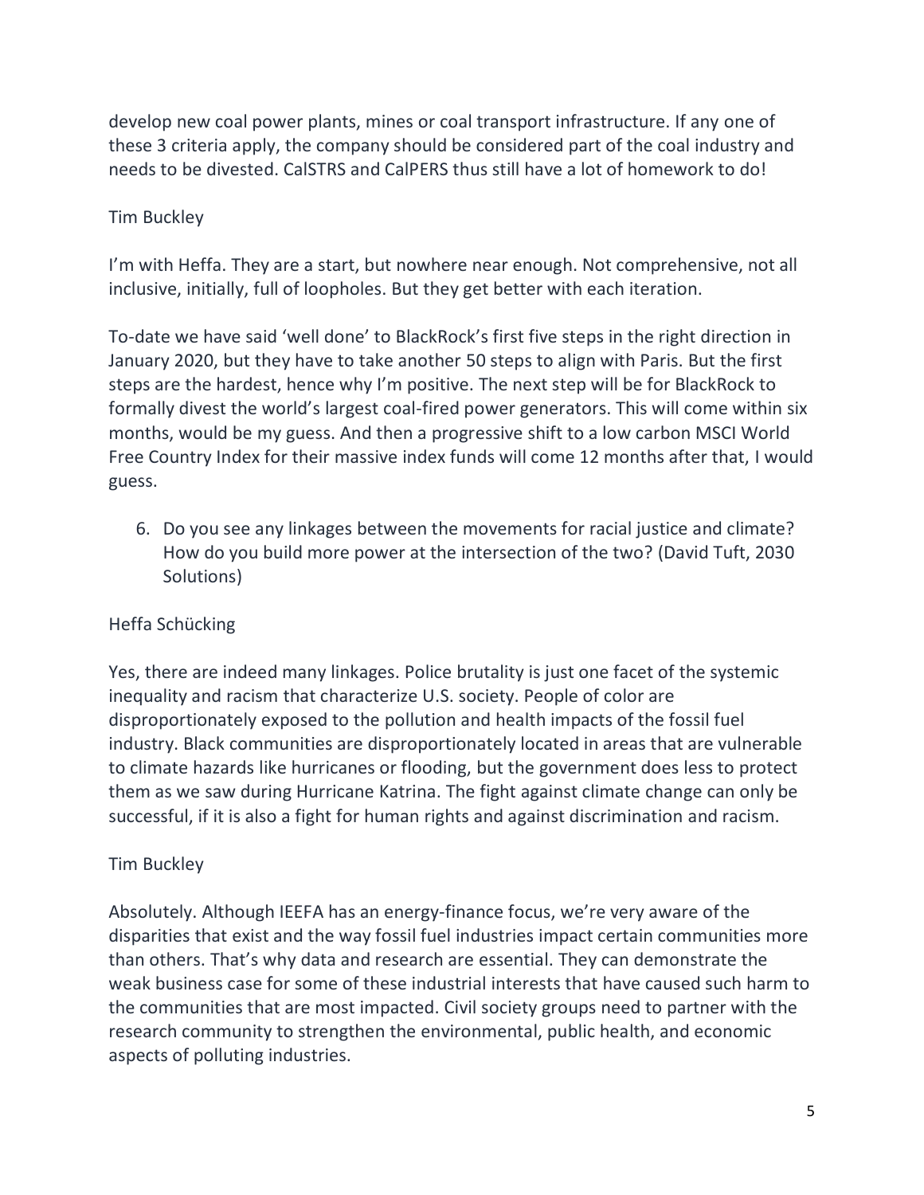develop new coal power plants, mines or coal transport infrastructure. If any one of these 3 criteria apply, the company should be considered part of the coal industry and needs to be divested. CalSTRS and CalPERS thus still have a lot of homework to do!

Tim Buckley

I'm with Heffa. They are a start, but nowhere near enough. Not comprehensive, not all inclusive, initially, full of loopholes. But they get better with each iteration.

To-date we have said 'well done' to BlackRock's first five steps in the right direction in January 2020, but they have to take another 50 steps to align with Paris. But the first steps are the hardest, hence why I'm positive. The next step will be for BlackRock to formally divest the world's largest coal-fired power generators. This will come within six months, would be my guess. And then a progressive shift to a low carbon MSCI World Free Country Index for their massive index funds will come 12 months after that, I would guess.

6. Do you see any linkages between the movements for racial justice and climate? How do you build more power at the intersection of the two? (David Tuft, 2030 Solutions)

Heffa Schücking

Yes, there are indeed many linkages. Police brutality is just one facet of the systemic inequality and racism that characterize U.S. society. People of color are disproportionately exposed to the pollution and health impacts of the fossil fuel industry. Black communities are disproportionately located in areas that are vulnerable to climate hazards like hurricanes or flooding, but the government does less to protect them as we saw during Hurricane Katrina. The fight against climate change can only be successful, if it is also a fight for human rights and against discrimination and racism.

Tim Buckley

Absolutely. Although IEEFA has an energy-finance focus, we're very aware of the disparities that exist and the way fossil fuel industries impact certain communities more than others. That's why data and research are essential. They can demonstrate the weak business case for some of these industrial interests that have caused such harm to the communities that are most impacted. Civil society groups need to partner with the research community to strengthen the environmental, public health, and economic aspects of polluting industries.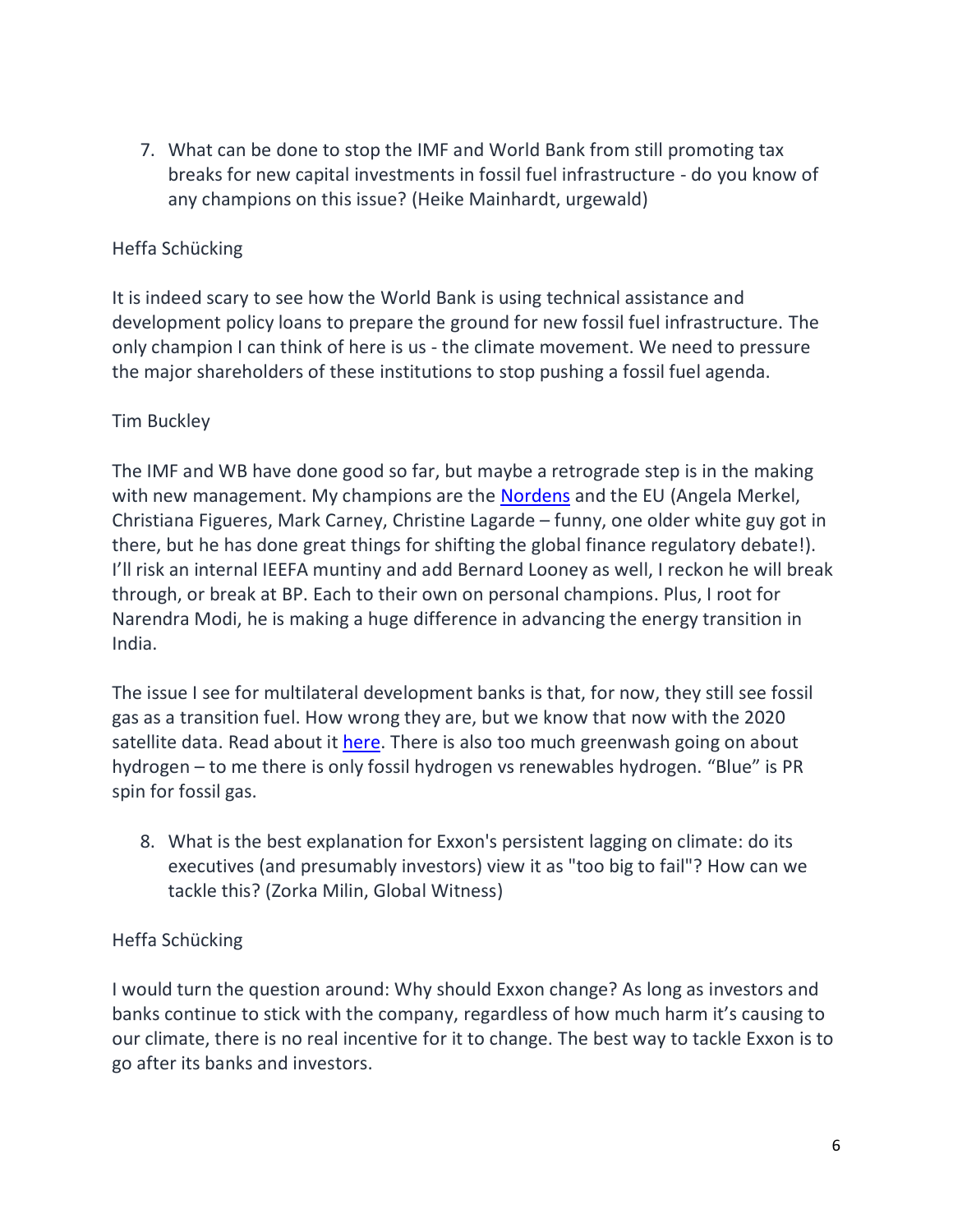7. What can be done to stop the IMF and World Bank from still promoting tax breaks for new capital investments in fossil fuel infrastructure - do you know of any champions on this issue? (Heike Mainhardt, urgewald)

Heffa Schücking

It is indeed scary to see how the World Bank is using technical assistance and development policy loans to prepare the ground for new fossil fuel infrastructure. The only champion I can think of here is us - the climate movement. We need to pressure the major shareholders of these institutions to stop pushing a fossil fuel agenda.

Tim Buckley

The IMF and WB have done good so far, but maybe a retrograde step is in the making with new management. My champions are the Nordens and the EU (Angela Merkel, Christiana Figueres, Mark Carney, Christine Lagarde – funny, one older white guy got in there, but he has done great things for shifting the global finance regulatory debate!). I'll risk an internal IEEFA muntiny and add Bernard Looney as well, I reckon he will break through, or break at BP. Each to their own on personal champions. Plus, I root for Narendra Modi, he is making a huge difference in advancing the energy transition in India.

The issue I see for multilateral development banks is that, for now, they still see fossil gas as a transition fuel. How wrong they are, but we know that now with the 2020 satellite data. Read about it here. There is also too much greenwash going on about hydrogen – to me there is only fossil hydrogen vs renewables hydrogen. "Blue" is PR spin for fossil gas.

8. What is the best explanation for Exxon's persistent lagging on climate: do its executives (and presumably investors) view it as "too big to fail"? How can we tackle this? (Zorka Milin, Global Witness)

Heffa Schücking

I would turn the question around: Why should Exxon change? As long as investors and banks continue to stick with the company, regardless of how much harm it's causing to our climate, there is no real incentive for it to change. The best way to tackle Exxon is to go after its banks and investors.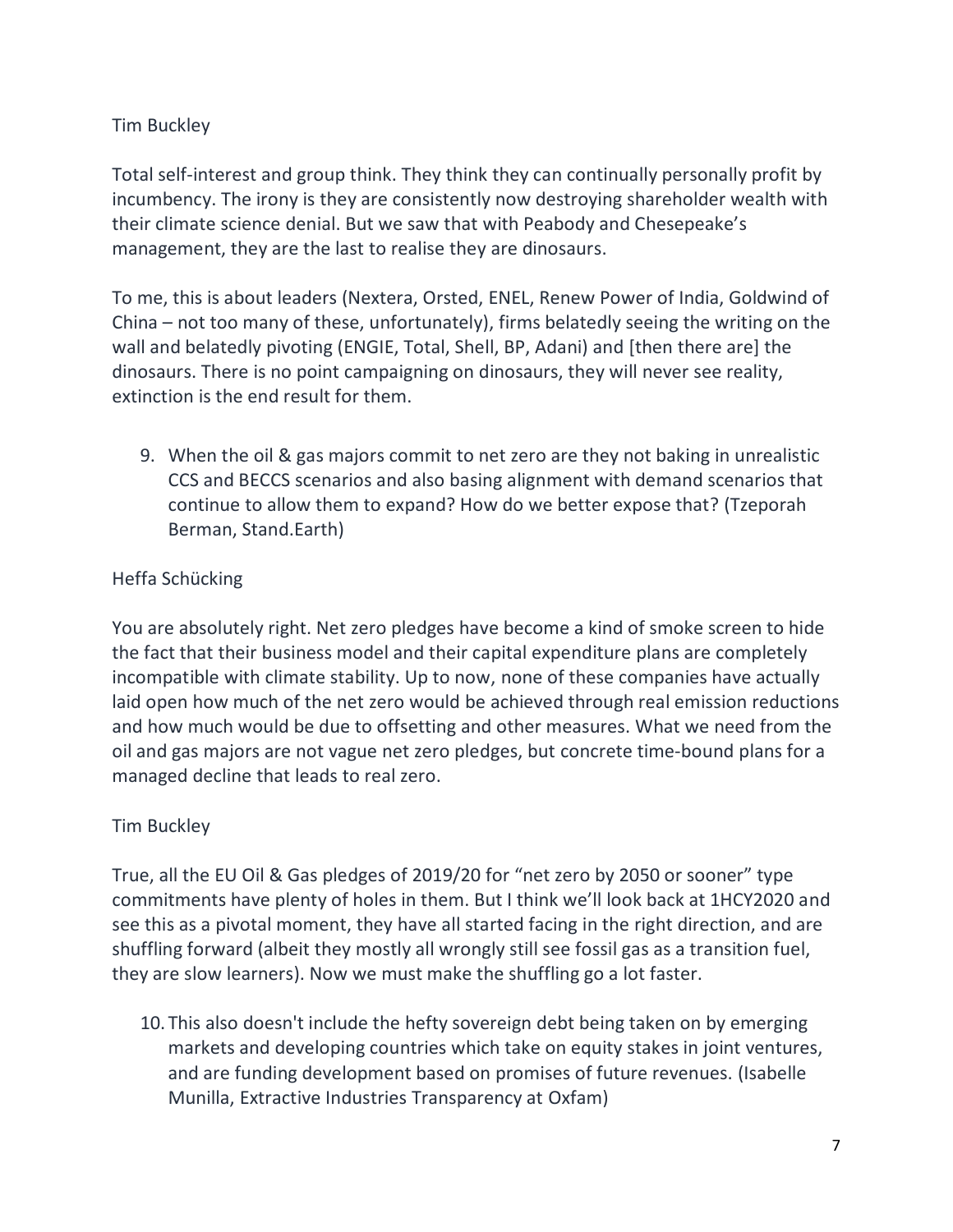Tim Buckley

Total self-interest and group think. They think they can continually personally profit by incumbency. The irony is they are consistently now destroying shareholder wealth with their climate science denial. But we saw that with Peabody and Chesepeake's management, they are the last to realise they are dinosaurs.

To me, this is about leaders (Nextera, Orsted, ENEL, Renew Power of India, Goldwind of China – not too many of these, unfortunately), firms belatedly seeing the writing on the wall and belatedly pivoting (ENGIE, Total, Shell, BP, Adani) and [then there are] the dinosaurs. There is no point campaigning on dinosaurs, they will never see reality, extinction is the end result for them.

9. When the oil & gas majors commit to net zero are they not baking in unrealistic CCS and BECCS scenarios and also basing alignment with demand scenarios that continue to allow them to expand? How do we better expose that? (Tzeporah Berman, Stand.Earth)

Heffa Schücking

You are absolutely right. Net zero pledges have become a kind of smoke screen to hide the fact that their business model and their capital expenditure plans are completely incompatible with climate stability. Up to now, none of these companies have actually laid open how much of the net zero would be achieved through real emission reductions and how much would be due to offsetting and other measures. What we need from the oil and gas majors are not vague net zero pledges, but concrete time-bound plans for a managed decline that leads to real zero.

Tim Buckley

True, all the EU Oil & Gas pledges of 2019/20 for "net zero by 2050 or sooner" type commitments have plenty of holes in them. But I think we'll look back at 1HCY2020 and see this as a pivotal moment, they have all started facing in the right direction, and are shuffling forward (albeit they mostly all wrongly still see fossil gas as a transition fuel, they are slow learners). Now we must make the shuffling go a lot faster.

10. This also doesn't include the hefty sovereign debt being taken on by emerging markets and developing countries which take on equity stakes in joint ventures, and are funding development based on promises of future revenues. (Isabelle Munilla, Extractive Industries Transparency at Oxfam)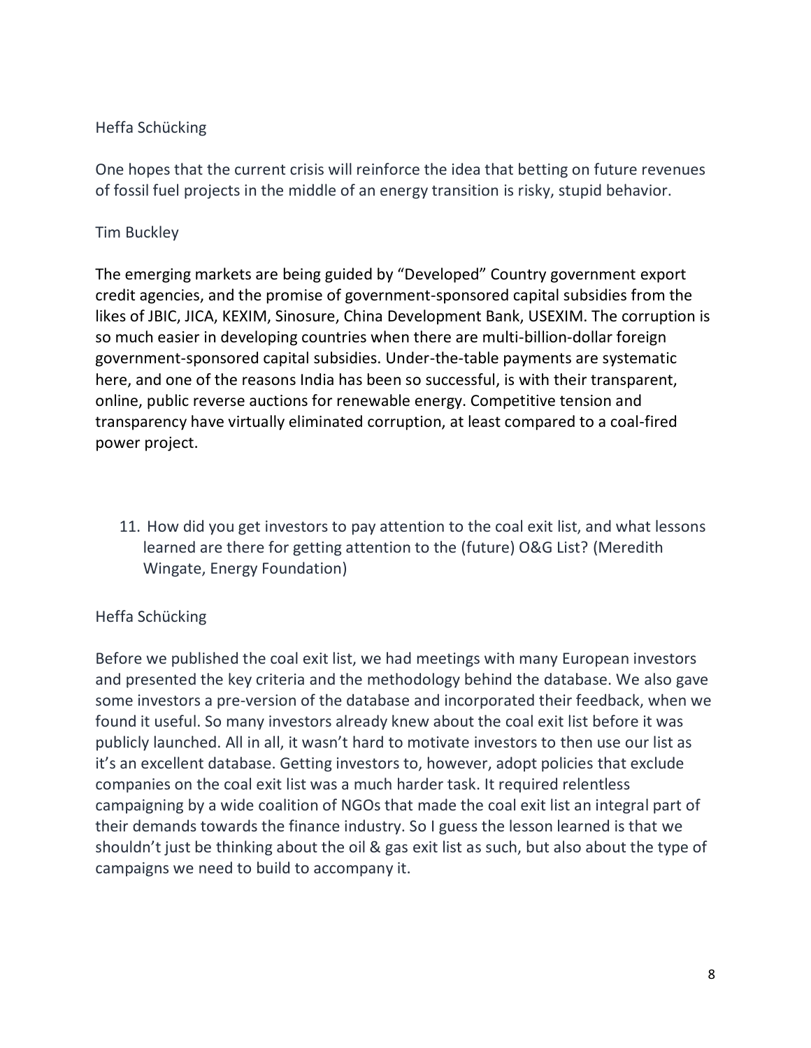Heffa Schücking

One hopes that the current crisis will reinforce the idea that betting on future revenues of fossil fuel projects in the middle of an energy transition is risky, stupid behavior.

Tim Buckley

The emerging markets are being guided by "Developed" Country government export credit agencies, and the promise of government-sponsored capital subsidies from the likes of JBIC, JICA, KEXIM, Sinosure, China Development Bank, USEXIM. The corruption is so much easier in developing countries when there are multi-billion-dollar foreign government-sponsored capital subsidies. Under-the-table payments are systematic here, and one of the reasons India has been so successful, is with their transparent, online, public reverse auctions for renewable energy. Competitive tension and transparency have virtually eliminated corruption, at least compared to a coal-fired power project.

11. How did you get investors to pay attention to the coal exit list, and what lessons learned are there for getting attention to the (future) O&G List? (Meredith Wingate, Energy Foundation)

Heffa Schücking

Before we published the coal exit list, we had meetings with many European investors and presented the key criteria and the methodology behind the database. We also gave some investors a pre-version of the database and incorporated their feedback, when we found it useful. So many investors already knew about the coal exit list before it was publicly launched. All in all, it wasn't hard to motivate investors to then use our list as it's an excellent database. Getting investors to, however, adopt policies that exclude companies on the coal exit list was a much harder task. It required relentless campaigning by a wide coalition of NGOs that made the coal exit list an integral part of their demands towards the finance industry. So I guess the lesson learned is that we shouldn't just be thinking about the oil & gas exit list as such, but also about the type of campaigns we need to build to accompany it.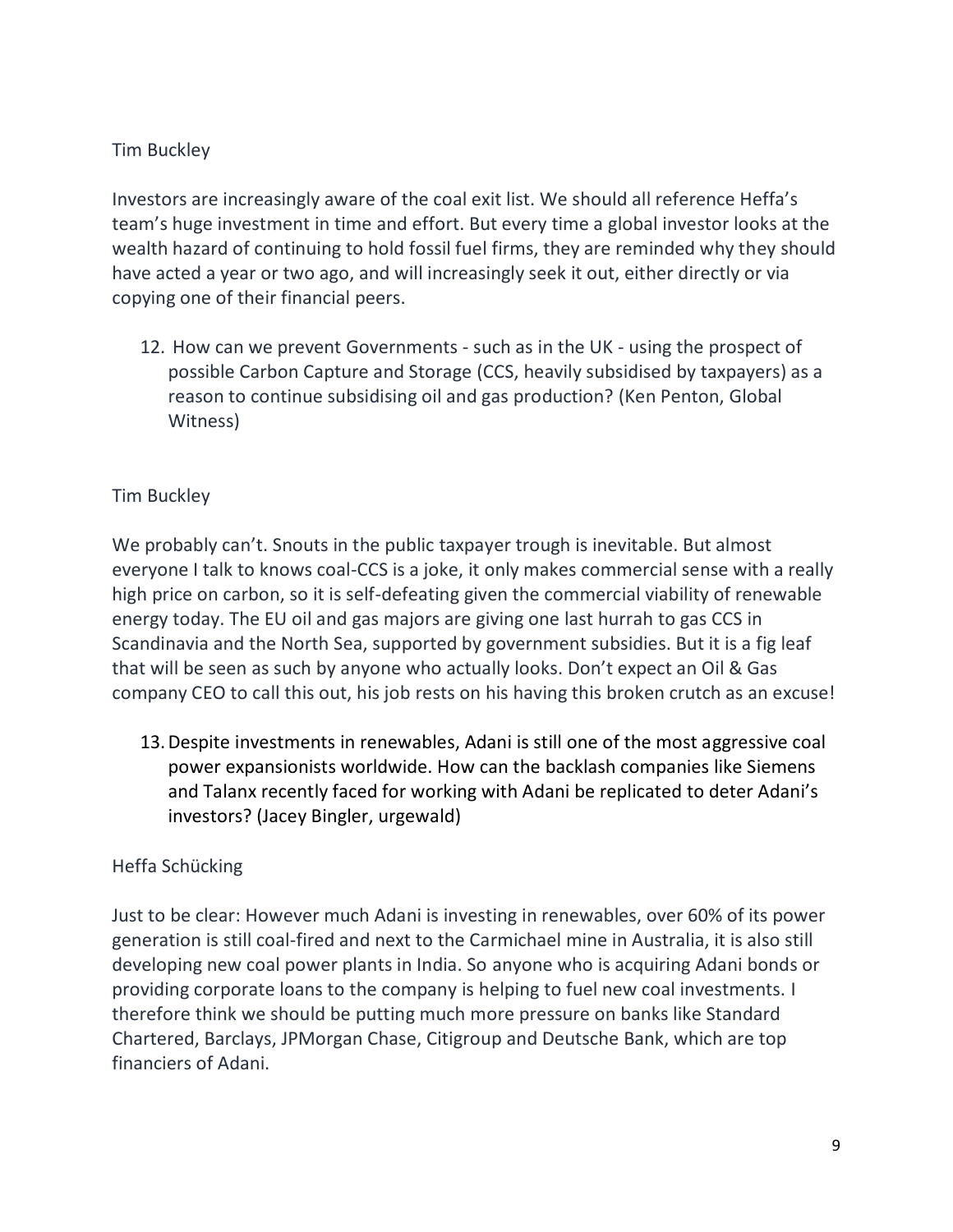Tim Buckley

Investors are increasingly aware of the coal exit list. We should all reference Heffa's team's huge investment in time and effort. But every time a global investor looks at the wealth hazard of continuing to hold fossil fuel firms, they are reminded why they should have acted a year or two ago, and will increasingly seek it out, either directly or via copying one of their financial peers.

12. How can we prevent Governments - such as in the UK - using the prospect of possible Carbon Capture and Storage (CCS, heavily subsidised by taxpayers) as a reason to continue subsidising oil and gas production? (Ken Penton, Global Witness)

Tim Buckley

We probably can't. Snouts in the public taxpayer trough is inevitable. But almost everyone I talk to knows coal-CCS is a joke, it only makes commercial sense with a really high price on carbon, so it is self-defeating given the commercial viability of renewable energy today. The EU oil and gas majors are giving one last hurrah to gas CCS in Scandinavia and the North Sea, supported by government subsidies. But it is a fig leaf that will be seen as such by anyone who actually looks. Don't expect an Oil & Gas company CEO to call this out, his job rests on his having this broken crutch as an excuse!

13. Despite investments in renewables, Adani is still one of the most aggressive coal power expansionists worldwide. How can the backlash companies like Siemens and Talanx recently faced for working with Adani be replicated to deter Adani's investors? (Jacey Bingler, urgewald)

Heffa Schücking

Just to be clear: However much Adani is investing in renewables, over 60% of its power generation is still coal-fired and next to the Carmichael mine in Australia, it is also still developing new coal power plants in India. So anyone who is acquiring Adani bonds or providing corporate loans to the company is helping to fuel new coal investments. I therefore think we should be putting much more pressure on banks like Standard Chartered, Barclays, JPMorgan Chase, Citigroup and Deutsche Bank, which are top financiers of Adani.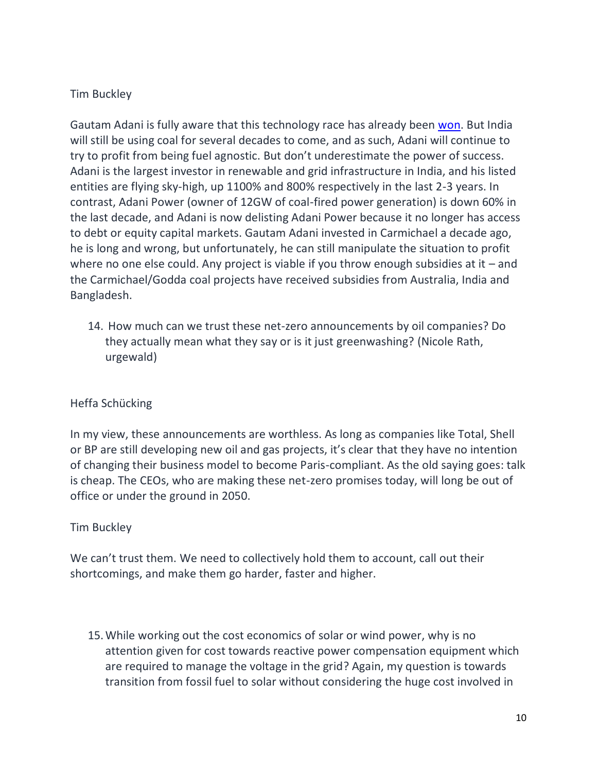Tim Buckley

Gautam Adani is fully aware that this technology race has already been won. But India will still be using coal for several decades to come, and as such, Adani will continue to try to profit from being fuel agnostic. But don't underestimate the power of success. Adani is the largest investor in renewable and grid infrastructure in India, and his listed entities are flying sky-high, up 1100% and 800% respectively in the last 2-3 years. In contrast, Adani Power (owner of 12GW of coal-fired power generation) is down 60% in the last decade, and Adani is now delisting Adani Power because it no longer has access to debt or equity capital markets. Gautam Adani invested in Carmichael a decade ago, he is long and wrong, but unfortunately, he can still manipulate the situation to profit where no one else could. Any project is viable if you throw enough subsidies at it – and the Carmichael/Godda coal projects have received subsidies from Australia, India and Bangladesh.

14. How much can we trust these net-zero announcements by oil companies? Do they actually mean what they say or is it just greenwashing? (Nicole Rath, urgewald)

Heffa Schücking

In my view, these announcements are worthless. As long as companies like Total, Shell or BP are still developing new oil and gas projects, it's clear that they have no intention of changing their business model to become Paris-compliant. As the old saying goes: talk is cheap. The CEOs, who are making these net-zero promises today, will long be out of office or under the ground in 2050.

Tim Buckley

We can't trust them. We need to collectively hold them to account, call out their shortcomings, and make them go harder, faster and higher.

15. While working out the cost economics of solar or wind power, why is no attention given for cost towards reactive power compensation equipment which are required to manage the voltage in the grid? Again, my question is towards transition from fossil fuel to solar without considering the huge cost involved in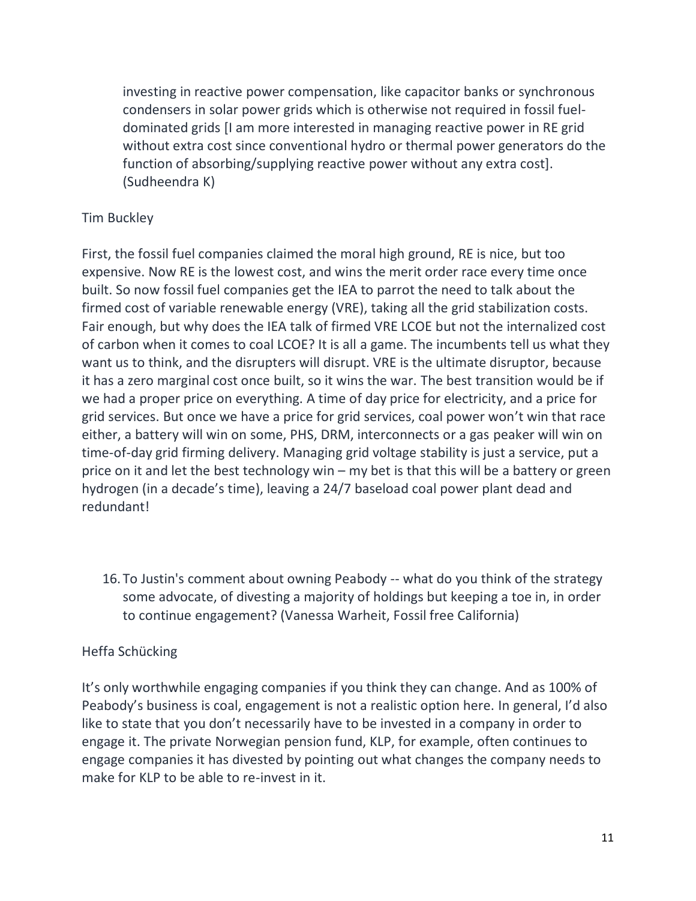investing in reactive power compensation, like capacitor banks or synchronous condensers in solar power grids which is otherwise not required in fossil fuel-dominated grids [I am more interested in managing reactive power in RE grid without extra cost since conventional hydro or thermal power generators do the function of absorbing/supplying reactive power without any extra cost]. (Sudheendra K)

Tim Buckley

First, the fossil fuel companies claimed the moral high ground, RE is nice, but too expensive. Now RE is the lowest cost, and wins the merit order race every time once built. So now fossil fuel companies get the IEA to parrot the need to talk about the firmed cost of variable renewable energy (VRE), taking all the grid stabilization costs. Fair enough, but why does the IEA talk of firmed VRE LCOE but not the internalized cost of carbon when it comes to coal LCOE? It is all a game. The incumbents tell us what they want us to think, and the disrupters will disrupt. VRE is the ultimate disruptor, because it has a zero marginal cost once built, so it wins the war. The best transition would be if we had a proper price on everything. A time of day price for electricity, and a price for grid services. But once we have a price for grid services, coal power won't win that race either, a battery will win on some, PHS, DRM, interconnects or a gas peaker will win on time-of-day grid firming delivery. Managing grid voltage stability is just a service, put a price on it and let the best technology win – my bet is that this will be a battery or green hydrogen (in a decade's time), leaving a 24/7 baseload coal power plant dead and redundant!

16. To Justin's comment about owning Peabody -- what do you think of the strategy some advocate, of divesting a majority of holdings but keeping a toe in, in order to continue engagement? (Vanessa Warheit, Fossil free California)

Heffa Schücking

It's only worthwhile engaging companies if you think they can change. And as 100% of Peabody's business is coal, engagement is not a realistic option here. In general, I'd also like to state that you don't necessarily have to be invested in a company in order to engage it. The private Norwegian pension fund, KLP, for example, often continues to engage companies it has divested by pointing out what changes the company needs to make for KLP to be able to re-invest in it.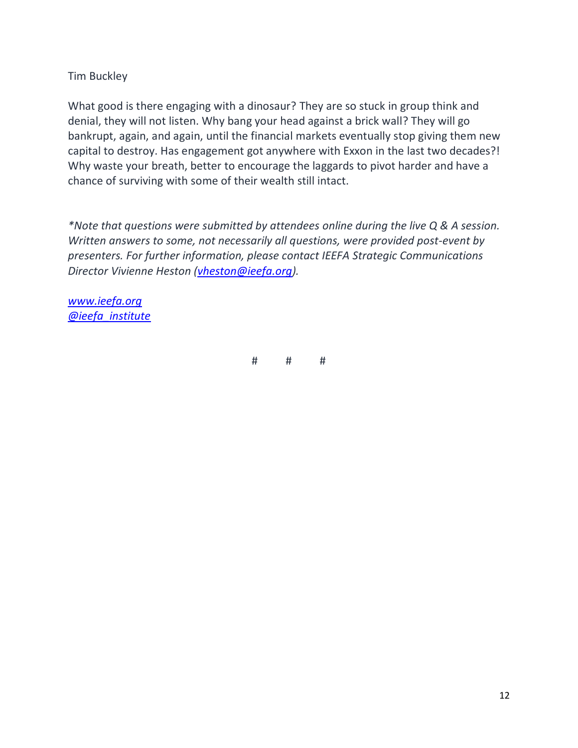Tim Buckley

What good is there engaging with a dinosaur? They are so stuck in group think and denial, they will not listen. Why bang your head against a brick wall? They will go bankrupt, again, and again, until the financial markets eventually stop giving them new capital to destroy. Has engagement got anywhere with Exxon in the last two decades?! Why waste your breath, better to encourage the laggards to pivot harder and have a chance of surviving with some of their wealth still intact.

*\*Note that questions were submitted by attendees online during the live Q & A session. Written answers to some, not necessarily all questions, were provided post-event by presenters. For further information, please contact IEEFA Strategic Communications Director Vivienne Heston ([vheston@ieefa.org](mailto:vheston@ieefa.org)).*

*[www.ieefa.org](http://www.ieefa.org)*
*[@ieefa_institute](https://twitter.com/ieefa_institute)*

# # #